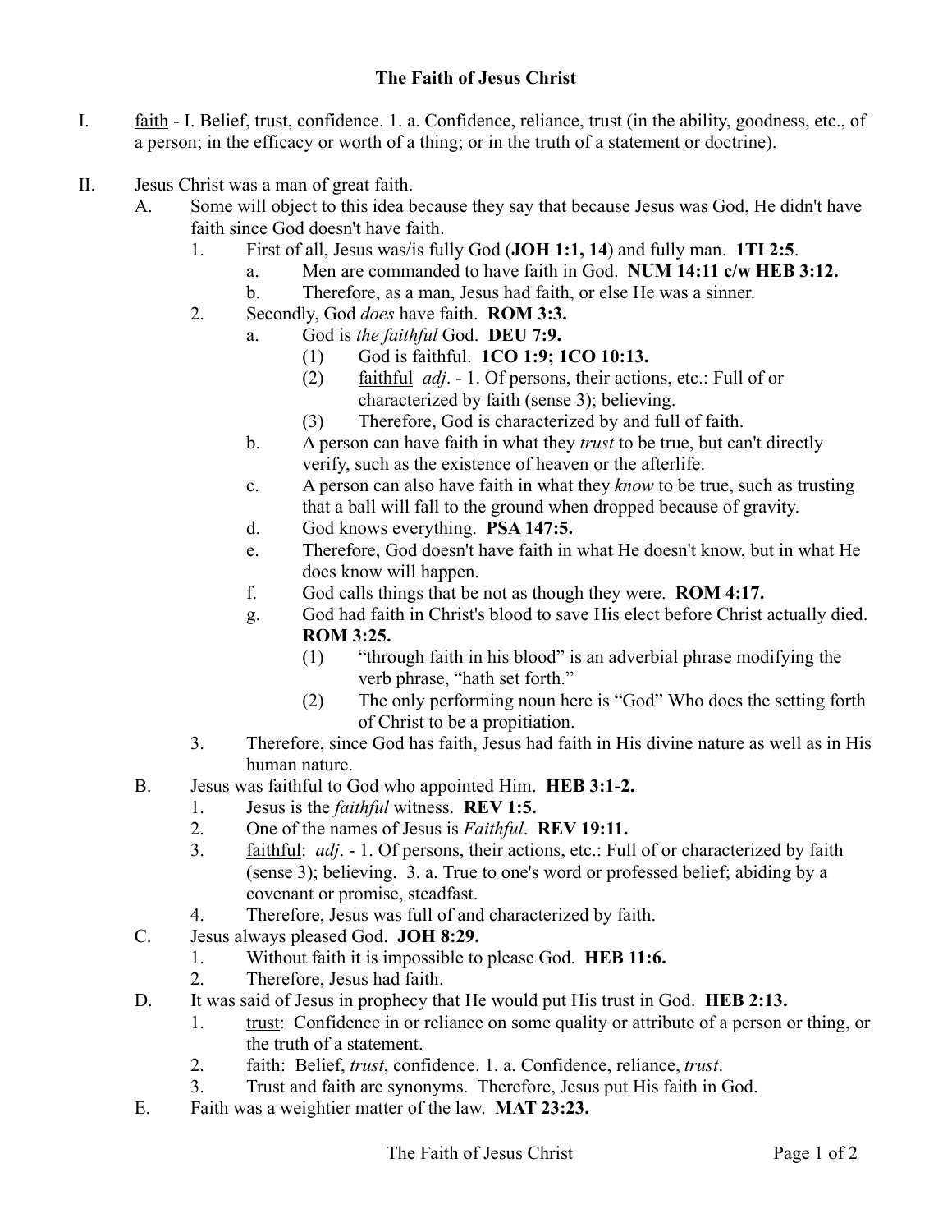# The Faith of Jesus Christ

I. <u>faith</u> - I. Belief, trust, confidence. 1. a. Confidence, reliance, trust (in the ability, goodness, etc., of a person; in the efficacy or worth of a thing; or in the truth of a statement or doctrine).

II. Jesus Christ was a man of great faith.

- A. Some will object to this idea because they say that because Jesus was God, He didn't have faith since God doesn't have faith.
  - 1. First of all, Jesus was/is fully God (**JOH 1:1, 14**) and fully man. **1TI 2:5**.
    - a. Men are commanded to have faith in God. **NUM 14:11 c/w HEB 3:12.**
    - b. Therefore, as a man, Jesus had faith, or else He was a sinner.
  - 2. Secondly, God *does* have faith. **ROM 3:3.**
    - a. God is *the faithful* God. **DEU 7:9.**
      - (1) God is faithful. **1CO 1:9; 1CO 10:13.**
      - (2) <u>faithful</u> *adj*. - 1. Of persons, their actions, etc.: Full of or characterized by faith (sense 3); believing.
      - (3) Therefore, God is characterized by and full of faith.
    - b. A person can have faith in what they *trust* to be true, but can't directly verify, such as the existence of heaven or the afterlife.
    - c. A person can also have faith in what they *know* to be true, such as trusting that a ball will fall to the ground when dropped because of gravity.
    - d. God knows everything. **PSA 147:5.**
    - e. Therefore, God doesn't have faith in what He doesn't know, but in what He does know will happen.
    - f. God calls things that be not as though they were. **ROM 4:17.**
    - g. God had faith in Christ's blood to save His elect before Christ actually died. **ROM 3:25.**
      - (1) "through faith in his blood" is an adverbial phrase modifying the verb phrase, "hath set forth."
      - (2) The only performing noun here is "God" Who does the setting forth of Christ to be a propitiation.
  - 3. Therefore, since God has faith, Jesus had faith in His divine nature as well as in His human nature.
- B. Jesus was faithful to God who appointed Him. **HEB 3:1-2.**
  - 1. Jesus is the *faithful* witness. **REV 1:5.**
  - 2. One of the names of Jesus is *Faithful*. **REV 19:11.**
  - 3. <u>faithful</u>: *adj*. - 1. Of persons, their actions, etc.: Full of or characterized by faith (sense 3); believing. 3. a. True to one's word or professed belief; abiding by a covenant or promise, steadfast.
  - 4. Therefore, Jesus was full of and characterized by faith.
- C. Jesus always pleased God. **JOH 8:29.**
  - 1. Without faith it is impossible to please God. **HEB 11:6.**
  - 2. Therefore, Jesus had faith.
- D. It was said of Jesus in prophecy that He would put His trust in God. **HEB 2:13.**
  - 1. <u>trust</u>: Confidence in or reliance on some quality or attribute of a person or thing, or the truth of a statement.
  - 2. <u>faith</u>: Belief, *trust*, confidence. 1. a. Confidence, reliance, *trust*.
  - 3. Trust and faith are synonyms. Therefore, Jesus put His faith in God.
- E. Faith was a weightier matter of the law. **MAT 23:23.**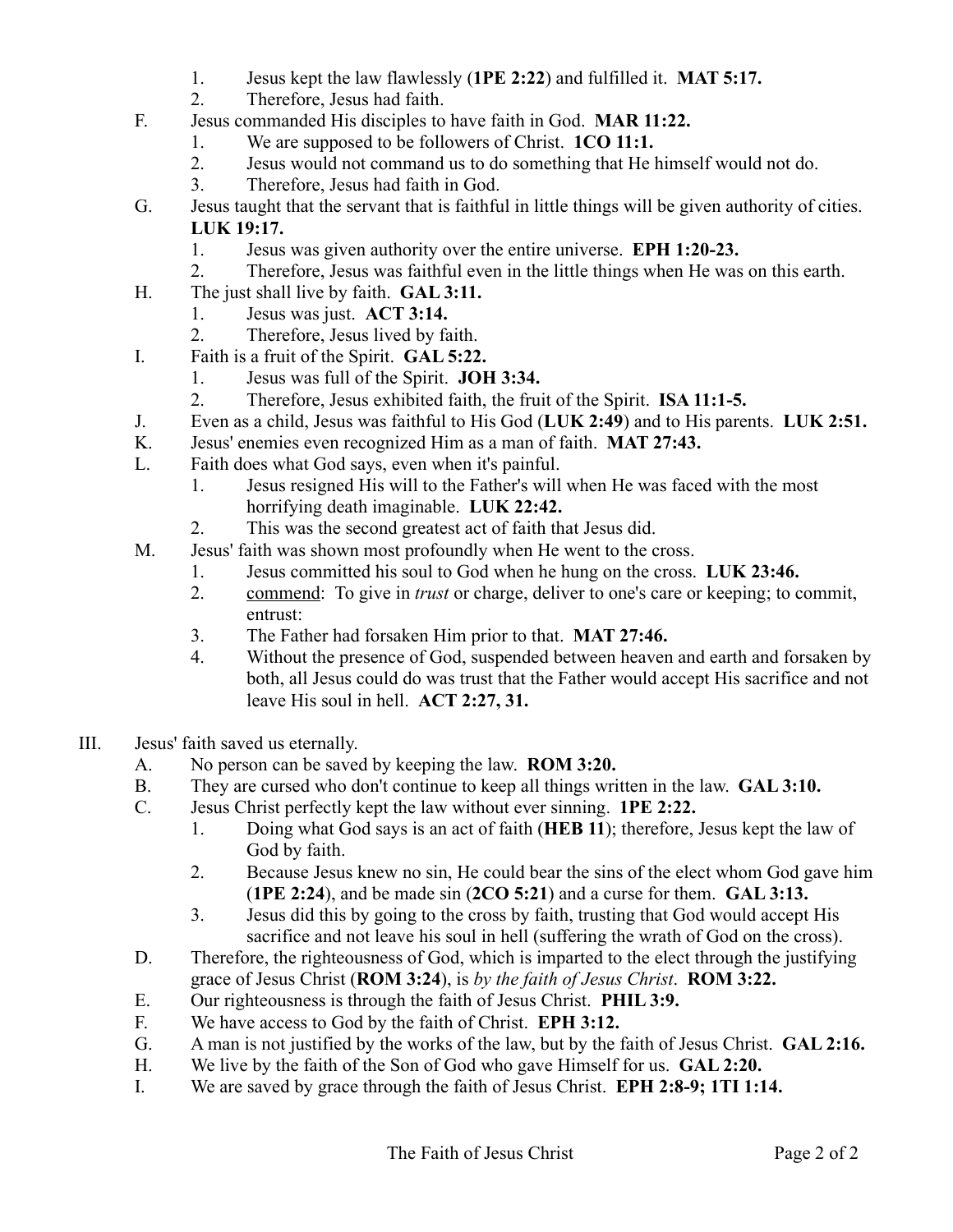1. Jesus kept the law flawlessly (**1PE 2:22**) and fulfilled it. **MAT 5:17.**
   2. Therefore, Jesus had faith.

F. Jesus commanded His disciples to have faith in God. **MAR 11:22.**
   1. We are supposed to be followers of Christ. **1CO 11:1.**
   2. Jesus would not command us to do something that He himself would not do.
   3. Therefore, Jesus had faith in God.

G. Jesus taught that the servant that is faithful in little things will be given authority of cities. **LUK 19:17.**
   1. Jesus was given authority over the entire universe. **EPH 1:20-23.**
   2. Therefore, Jesus was faithful even in the little things when He was on this earth.

H. The just shall live by faith. **GAL 3:11.**
   1. Jesus was just. **ACT 3:14.**
   2. Therefore, Jesus lived by faith.

I. Faith is a fruit of the Spirit. **GAL 5:22.**
   1. Jesus was full of the Spirit. **JOH 3:34.**
   2. Therefore, Jesus exhibited faith, the fruit of the Spirit. **ISA 11:1-5.**

J. Even as a child, Jesus was faithful to His God (**LUK 2:49**) and to His parents. **LUK 2:51.**

K. Jesus' enemies even recognized Him as a man of faith. **MAT 27:43.**

L. Faith does what God says, even when it's painful.
   1. Jesus resigned His will to the Father's will when He was faced with the most horrifying death imaginable. **LUK 22:42.**
   2. This was the second greatest act of faith that Jesus did.

M. Jesus' faith was shown most profoundly when He went to the cross.
   1. Jesus committed his soul to God when he hung on the cross. **LUK 23:46.**
   2. <u>commend</u>: To give in *trust* or charge, deliver to one's care or keeping; to commit, entrust:
   3. The Father had forsaken Him prior to that. **MAT 27:46.**
   4. Without the presence of God, suspended between heaven and earth and forsaken by both, all Jesus could do was trust that the Father would accept His sacrifice and not leave His soul in hell. **ACT 2:27, 31.**

III. Jesus' faith saved us eternally.

A. No person can be saved by keeping the law. **ROM 3:20.**

B. They are cursed who don't continue to keep all things written in the law. **GAL 3:10.**

C. Jesus Christ perfectly kept the law without ever sinning. **1PE 2:22.**
   1. Doing what God says is an act of faith (**HEB 11**); therefore, Jesus kept the law of God by faith.
   2. Because Jesus knew no sin, He could bear the sins of the elect whom God gave him (**1PE 2:24**), and be made sin (**2CO 5:21**) and a curse for them. **GAL 3:13.**
   3. Jesus did this by going to the cross by faith, trusting that God would accept His sacrifice and not leave his soul in hell (suffering the wrath of God on the cross).

D. Therefore, the righteousness of God, which is imparted to the elect through the justifying grace of Jesus Christ (**ROM 3:24**), is *by the faith of Jesus Christ*. **ROM 3:22.**

E. Our righteousness is through the faith of Jesus Christ. **PHIL 3:9.**

F. We have access to God by the faith of Christ. **EPH 3:12.**

G. A man is not justified by the works of the law, but by the faith of Jesus Christ. **GAL 2:16.**

H. We live by the faith of the Son of God who gave Himself for us. **GAL 2:20.**

I. We are saved by grace through the faith of Jesus Christ. **EPH 2:8-9; 1TI 1:14.**